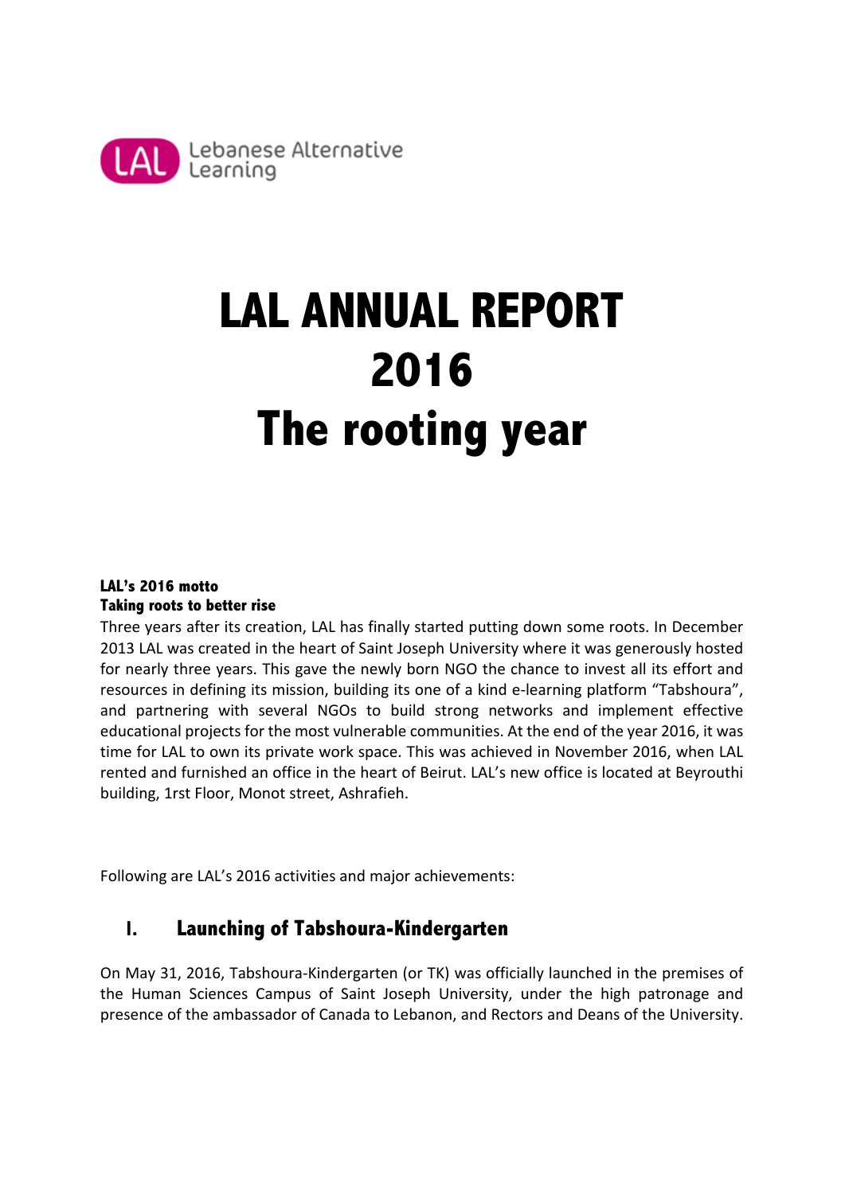LAL Lebanese Alternative Learning

# LAL ANNUAL REPORT 2016 The rooting year

**LAL's 2016 motto**
**Taking roots to better rise**

Three years after its creation, LAL has finally started putting down some roots. In December 2013 LAL was created in the heart of Saint Joseph University where it was generously hosted for nearly three years. This gave the newly born NGO the chance to invest all its effort and resources in defining its mission, building its one of a kind e-learning platform "Tabshoura", and partnering with several NGOs to build strong networks and implement effective educational projects for the most vulnerable communities. At the end of the year 2016, it was time for LAL to own its private work space. This was achieved in November 2016, when LAL rented and furnished an office in the heart of Beirut. LAL's new office is located at Beyrouthi building, 1rst Floor, Monot street, Ashrafieh.

Following are LAL's 2016 activities and major achievements:

## I. Launching of Tabshoura-Kindergarten

On May 31, 2016, Tabshoura-Kindergarten (or TK) was officially launched in the premises of the Human Sciences Campus of Saint Joseph University, under the high patronage and presence of the ambassador of Canada to Lebanon, and Rectors and Deans of the University.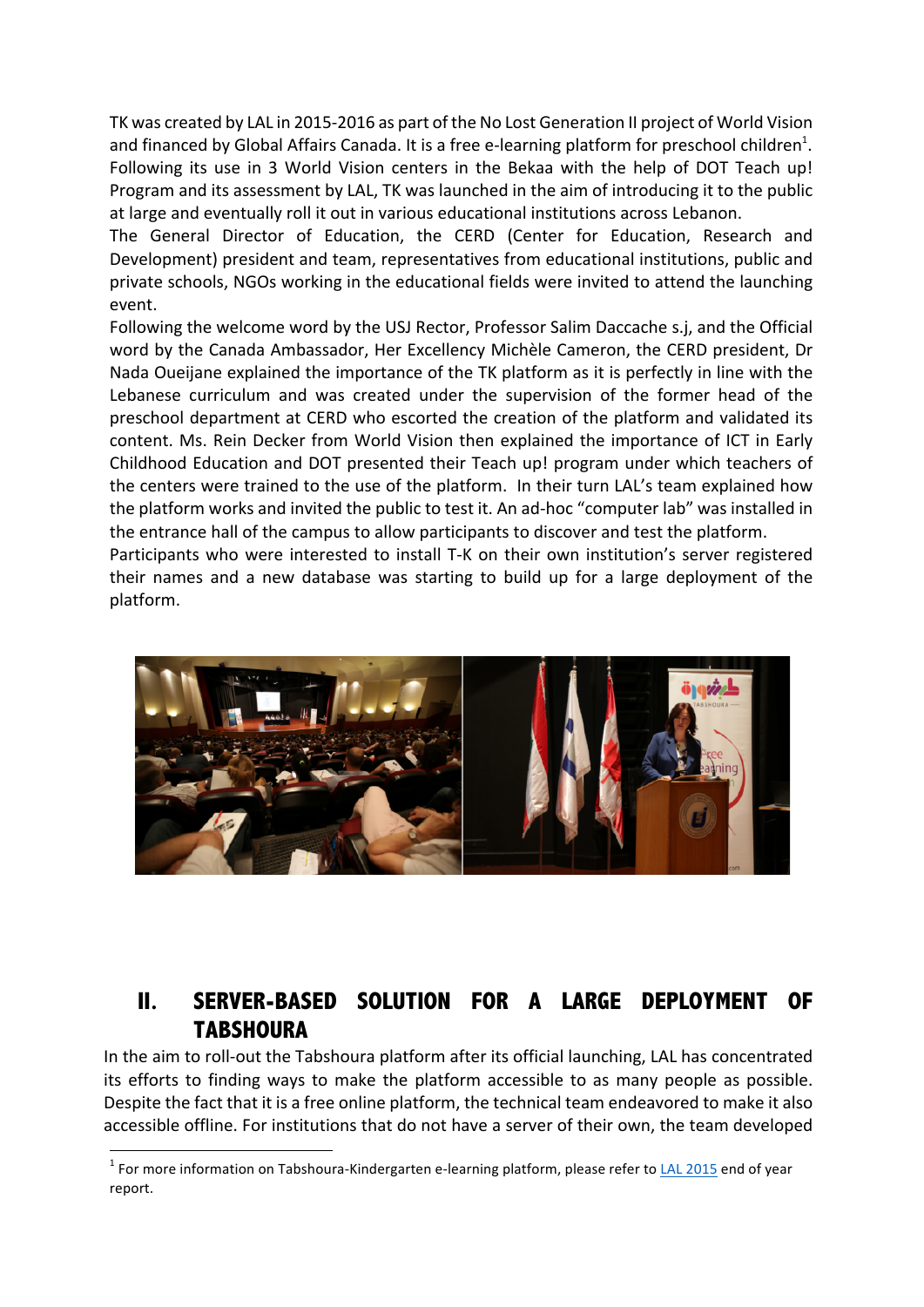TK was created by LAL in 2015-2016 as part of the No Lost Generation II project of World Vision and financed by Global Affairs Canada. It is a free e-learning platform for preschool children[1]. Following its use in 3 World Vision centers in the Bekaa with the help of DOT Teach up! Program and its assessment by LAL, TK was launched in the aim of introducing it to the public at large and eventually roll it out in various educational institutions across Lebanon.

The General Director of Education, the CERD (Center for Education, Research and Development) president and team, representatives from educational institutions, public and private schools, NGOs working in the educational fields were invited to attend the launching event.

Following the welcome word by the USJ Rector, Professor Salim Daccache s.j, and the Official word by the Canada Ambassador, Her Excellency Michèle Cameron, the CERD president, Dr Nada Oueijane explained the importance of the TK platform as it is perfectly in line with the Lebanese curriculum and was created under the supervision of the former head of the preschool department at CERD who escorted the creation of the platform and validated its content. Ms. Rein Decker from World Vision then explained the importance of ICT in Early Childhood Education and DOT presented their Teach up! program under which teachers of the centers were trained to the use of the platform. In their turn LAL's team explained how the platform works and invited the public to test it. An ad-hoc "computer lab" was installed in the entrance hall of the campus to allow participants to discover and test the platform.

Participants who were interested to install T-K on their own institution's server registered their names and a new database was starting to build up for a large deployment of the platform.

## II. SERVER-BASED SOLUTION FOR A LARGE DEPLOYMENT OF TABSHOURA

In the aim to roll-out the Tabshoura platform after its official launching, LAL has concentrated its efforts to finding ways to make the platform accessible to as many people as possible. Despite the fact that it is a free online platform, the technical team endeavored to make it also accessible offline. For institutions that do not have a server of their own, the team developed

[1] For more information on Tabshoura-Kindergarten e-learning platform, please refer to LAL 2015 end of year report.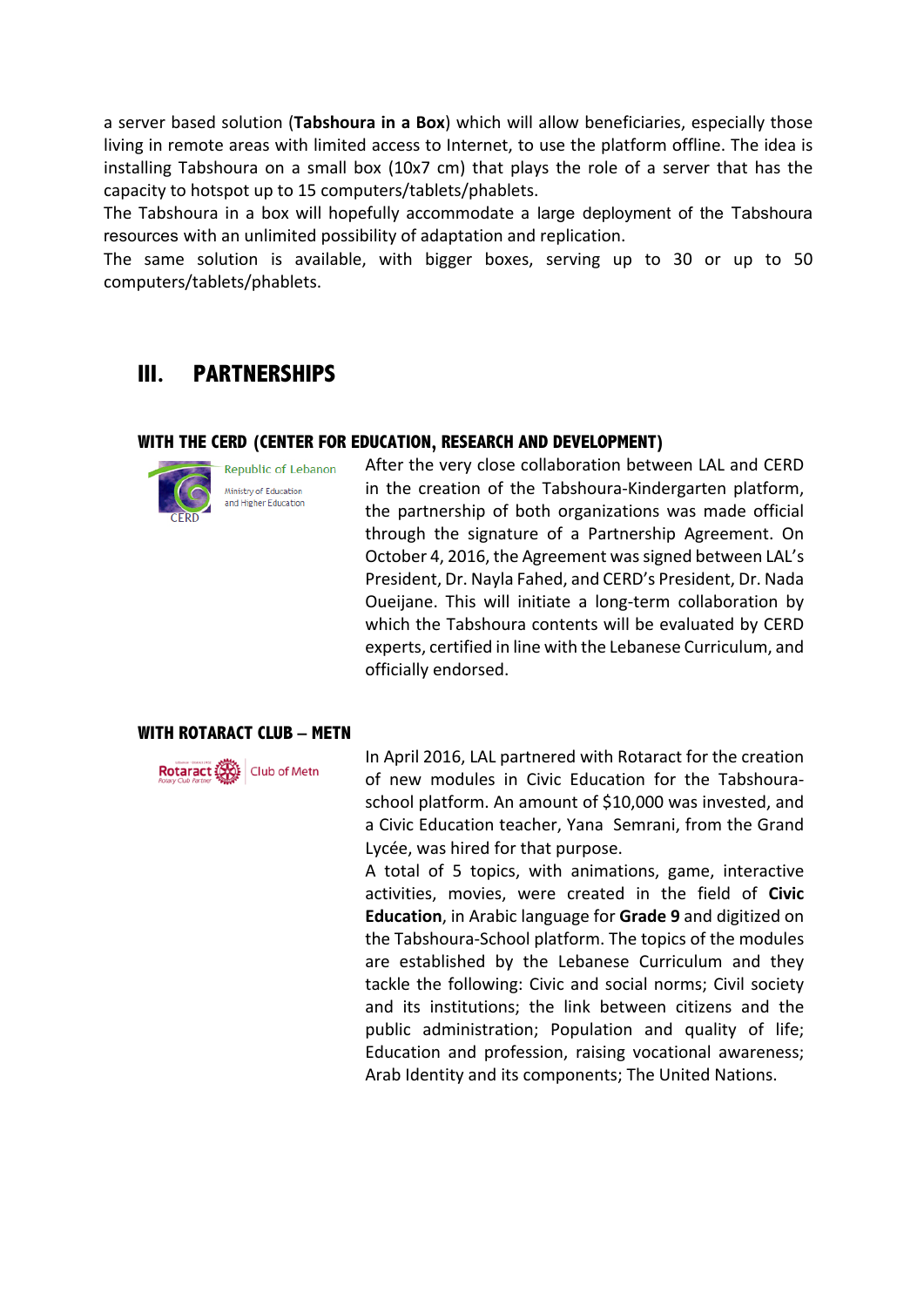a server based solution (**Tabshoura in a Box**) which will allow beneficiaries, especially those living in remote areas with limited access to Internet, to use the platform offline. The idea is installing Tabshoura on a small box (10x7 cm) that plays the role of a server that has the capacity to hotspot up to 15 computers/tablets/phablets.

The Tabshoura in a box will hopefully accommodate a large deployment of the Tabshoura resources with an unlimited possibility of adaptation and replication.

The same solution is available, with bigger boxes, serving up to 30 or up to 50 computers/tablets/phablets.

## III. PARTNERSHIPS

### WITH THE CERD (CENTER FOR EDUCATION, RESEARCH AND DEVELOPMENT)

Republic of Lebanon
Ministry of Education and Higher Education
CERD

After the very close collaboration between LAL and CERD in the creation of the Tabshoura-Kindergarten platform, the partnership of both organizations was made official through the signature of a Partnership Agreement. On October 4, 2016, the Agreement was signed between LAL's President, Dr. Nayla Fahed, and CERD's President, Dr. Nada Oueijane. This will initiate a long-term collaboration by which the Tabshoura contents will be evaluated by CERD experts, certified in line with the Lebanese Curriculum, and officially endorsed.

### WITH ROTARACT CLUB – METN

Rotaract Club of Metn

In April 2016, LAL partnered with Rotaract for the creation of new modules in Civic Education for the Tabshoura-school platform. An amount of $10,000 was invested, and a Civic Education teacher, Yana Semrani, from the Grand Lycée, was hired for that purpose.

A total of 5 topics, with animations, game, interactive activities, movies, were created in the field of **Civic Education**, in Arabic language for **Grade 9** and digitized on the Tabshoura-School platform. The topics of the modules are established by the Lebanese Curriculum and they tackle the following: Civic and social norms; Civil society and its institutions; the link between citizens and the public administration; Population and quality of life; Education and profession, raising vocational awareness; Arab Identity and its components; The United Nations.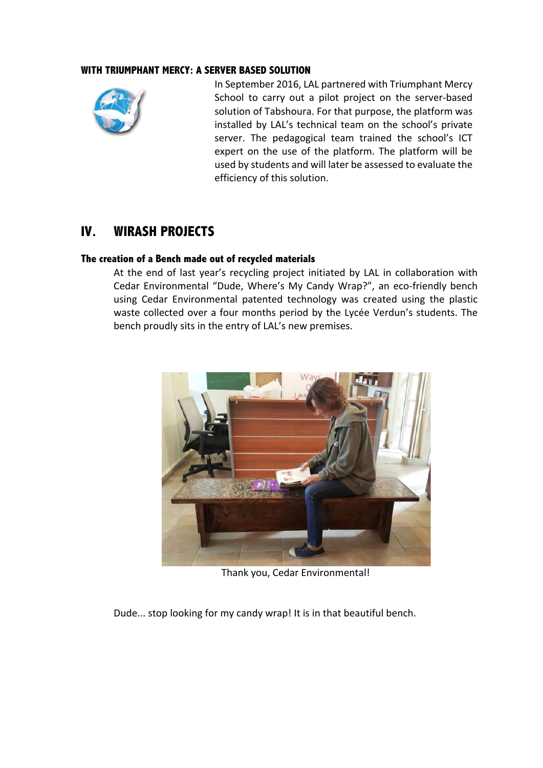### WITH TRIUMPHANT MERCY: A SERVER BASED SOLUTION

In September 2016, LAL partnered with Triumphant Mercy School to carry out a pilot project on the server-based solution of Tabshoura. For that purpose, the platform was installed by LAL's technical team on the school's private server. The pedagogical team trained the school's ICT expert on the use of the platform. The platform will be used by students and will later be assessed to evaluate the efficiency of this solution.

## IV. WIRASH PROJECTS

### The creation of a Bench made out of recycled materials

At the end of last year's recycling project initiated by LAL in collaboration with Cedar Environmental "Dude, Where's My Candy Wrap?", an eco-friendly bench using Cedar Environmental patented technology was created using the plastic waste collected over a four months period by the Lycée Verdun's students. The bench proudly sits in the entry of LAL's new premises.

Thank you, Cedar Environmental!

Dude... stop looking for my candy wrap! It is in that beautiful bench.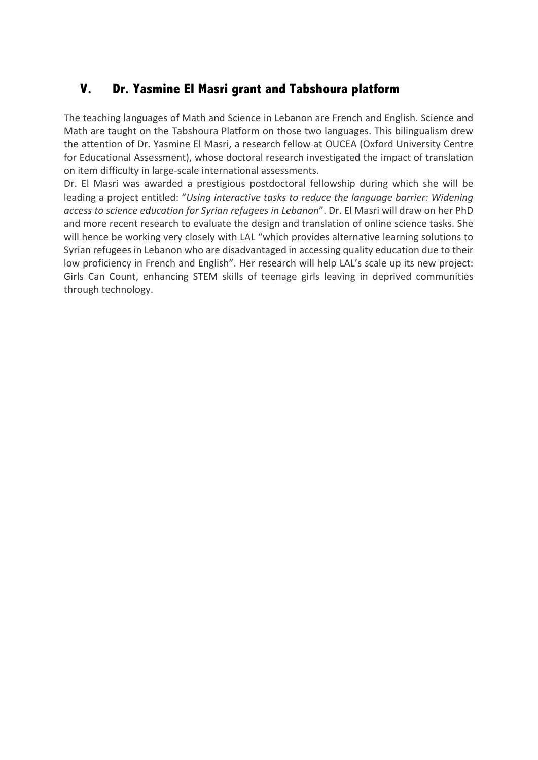## V. Dr. Yasmine El Masri grant and Tabshoura platform

The teaching languages of Math and Science in Lebanon are French and English. Science and Math are taught on the Tabshoura Platform on those two languages. This bilingualism drew the attention of Dr. Yasmine El Masri, a research fellow at OUCEA (Oxford University Centre for Educational Assessment), whose doctoral research investigated the impact of translation on item difficulty in large-scale international assessments.

Dr. El Masri was awarded a prestigious postdoctoral fellowship during which she will be leading a project entitled: "*Using interactive tasks to reduce the language barrier: Widening access to science education for Syrian refugees in Lebanon*". Dr. El Masri will draw on her PhD and more recent research to evaluate the design and translation of online science tasks. She will hence be working very closely with LAL "which provides alternative learning solutions to Syrian refugees in Lebanon who are disadvantaged in accessing quality education due to their low proficiency in French and English". Her research will help LAL's scale up its new project: Girls Can Count, enhancing STEM skills of teenage girls leaving in deprived communities through technology.